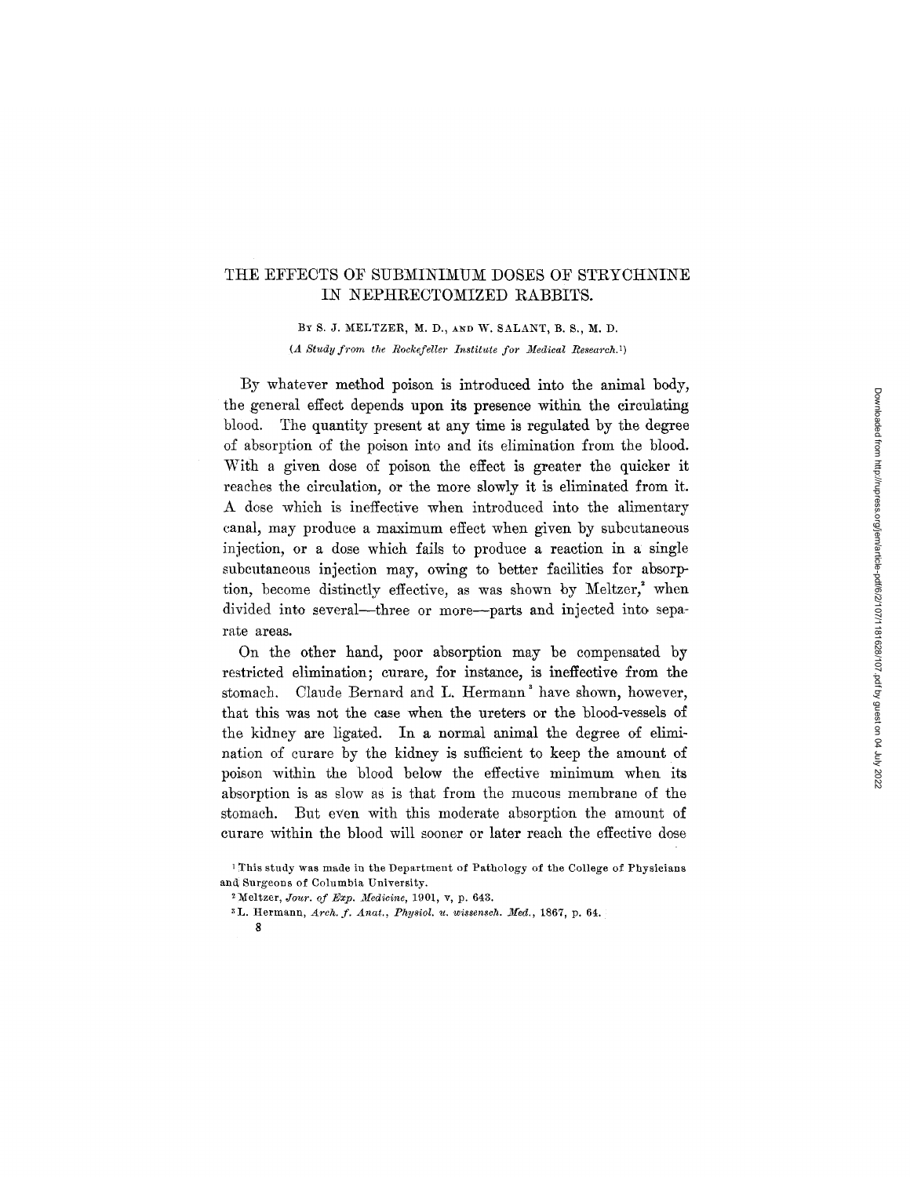# THE EFFECTS OF SUBMINIMUM DOSES OF STRYCHNINE IN NEPHRECTOMIZED RABBITS.

BY S. J. MELTZER, M. D., AND W. SALANT, B. S., M. D.

*(A Study from the Rockefeller Institute for Medical Research.*[1]*)*

By whatever method poison is introduced into the animal body, the general effect depends upon its presence within the circulating blood. The quantity present at any time is regulated by the degree of absorption of the poison into and its elimination from the blood. With a given dose of poison the effect is greater the quicker it reaches the circulation, or the more slowly it is eliminated from it. A dose which is ineffective when introduced into the alimentary canal, may produce a maximum effect when given by subcutaneous injection, or a dose which fails to produce a reaction in a single subcutaneous injection may, owing to better facilities for absorption, become distinctly effective, as was shown by Meltzer,[2] when divided into several—three or more—parts and injected into separate areas.

On the other hand, poor absorption may be compensated by restricted elimination; curare, for instance, is ineffective from the stomach. Claude Bernard and L. Hermann[3] have shown, however, that this was not the case when the ureters or the blood-vessels of the kidney are ligated. In a normal animal the degree of elimination of curare by the kidney is sufficient to keep the amount of poison within the blood below the effective minimum when its absorption is as slow as is that from the mucous membrane of the stomach. But even with this moderate absorption the amount of curare within the blood will sooner or later reach the effective dose

[1] This study was made in the Department of Pathology of the College of Physicians and Surgeons of Columbia University.

[2] Meltzer, *Jour. of Exp. Medicine*, 1901, v, p. 643.

[3] L. Hermann, *Arch. f. Anat., Physiol. u. wissensch. Med.*, 1867, p. 64.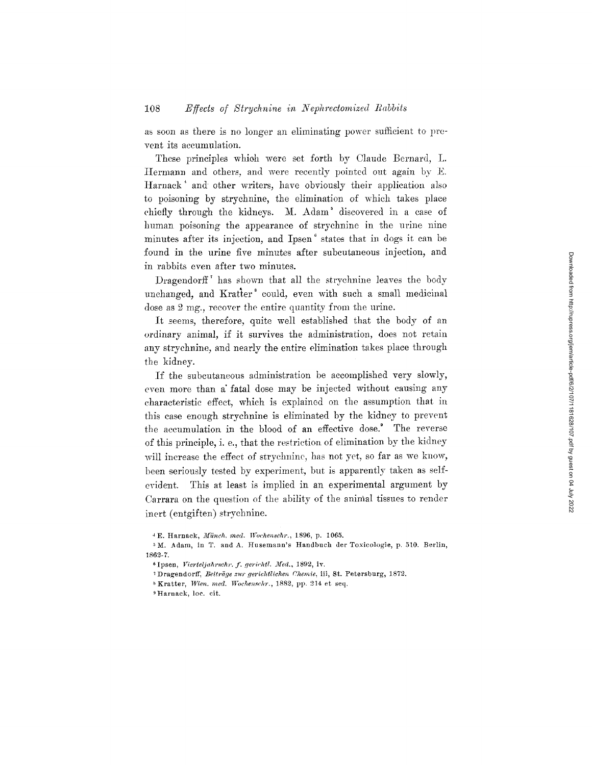as soon as there is no longer an eliminating power sufficient to prevent its accumulation.

These principles which were set forth by Claude Bernard, L. Hermann and others, and were recently pointed out again by E. Harnack[4] and other writers, have obviously their application also to poisoning by strychnine, the elimination of which takes place chiefly through the kidneys. M. Adam[5] discovered in a case of human poisoning the appearance of strychnine in the urine nine minutes after its injection, and Ipsen[6] states that in dogs it can be found in the urine five minutes after subcutaneous injection, and in rabbits even after two minutes.

Dragendorff[7] has shown that all the strychnine leaves the body unchanged, and Kratter[8] could, even with such a small medicinal dose as 2 mg., recover the entire quantity from the urine.

It seems, therefore, quite well established that the body of an ordinary animal, if it survives the administration, does not retain any strychnine, and nearly the entire elimination takes place through the kidney.

If the subcutaneous administration be accomplished very slowly, even more than a fatal dose may be injected without causing any characteristic effect, which is explained on the assumption that in this case enough strychnine is eliminated by the kidney to prevent the accumulation in the blood of an effective dose.[9] The reverse of this principle, i. e., that the restriction of elimination by the kidney will increase the effect of strychnine, has not yet, so far as we know, been seriously tested by experiment, but is apparently taken as self-evident. This at least is implied in an experimental argument by Carrara on the question of the ability of the animal tissues to render inert (entgiften) strychnine.

[4] E. Harnack, *Münch. med. Wochenschr.*, 1896, p. 1065.

[5] M. Adam, in T. and A. Husemann's Handbuch der Toxicologie, p. 510. Berlin, 1862-7.

[6] Ipsen, *Vierteljahrschr. f. gerichtl. Med.*, 1892, iv.

[7] Dragendorff, *Beiträge zur gerichtlichen Chemie*, iii, St. Petersburg, 1872.

[8] Kratter, *Wien. med. Wochenschr.*, 1882, pp. 214 et seq.

[9] Harnack, loc. cit.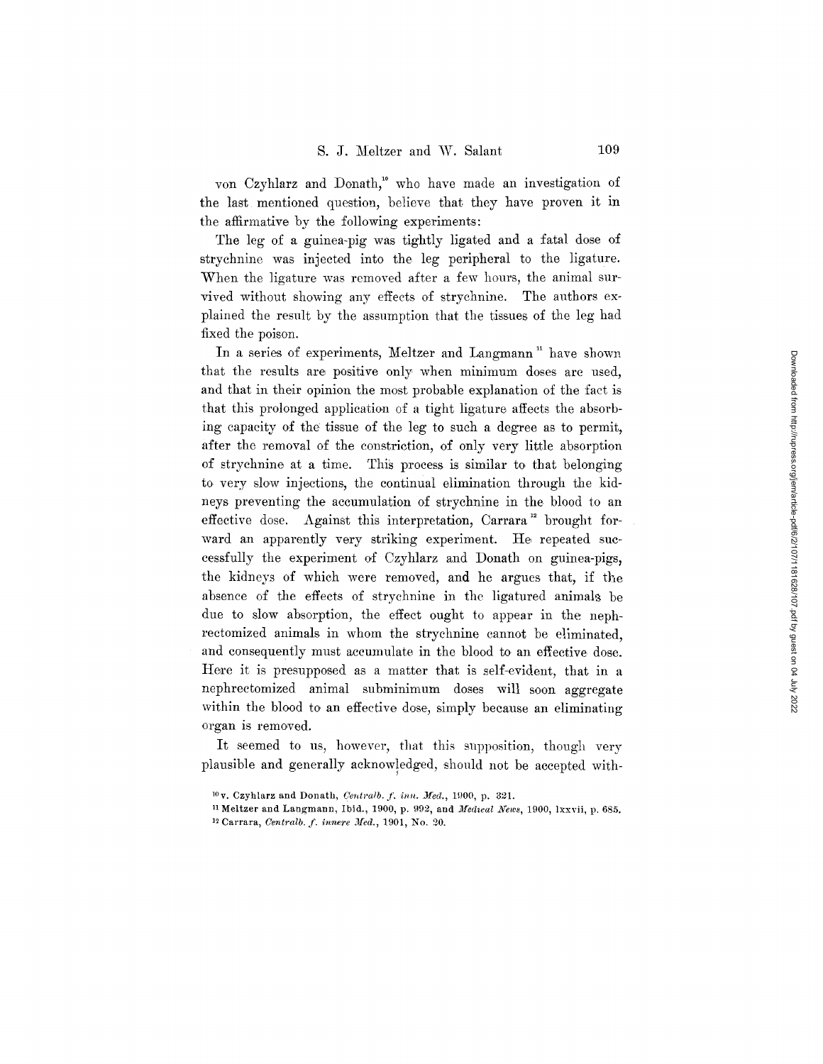von Czyhlarz and Donath,[10] who have made an investigation of the last mentioned question, believe that they have proven it in the affirmative by the following experiments:

The leg of a guinea-pig was tightly ligated and a fatal dose of strychnine was injected into the leg peripheral to the ligature. When the ligature was removed after a few hours, the animal survived without showing any effects of strychnine. The authors explained the result by the assumption that the tissues of the leg had fixed the poison.

In a series of experiments, Meltzer and Langmann[11] have shown that the results are positive only when minimum doses are used, and that in their opinion the most probable explanation of the fact is that this prolonged application of a tight ligature affects the absorbing capacity of the tissue of the leg to such a degree as to permit, after the removal of the constriction, of only very little absorption of strychnine at a time. This process is similar to that belonging to very slow injections, the continual elimination through the kidneys preventing the accumulation of strychnine in the blood to an effective dose. Against this interpretation, Carrara[12] brought forward an apparently very striking experiment. He repeated successfully the experiment of Czyhlarz and Donath on guinea-pigs, the kidneys of which were removed, and he argues that, if the absence of the effects of strychnine in the ligatured animals be due to slow absorption, the effect ought to appear in the nephrectomized animals in whom the strychnine cannot be eliminated, and consequently must accumulate in the blood to an effective dose. Here it is presupposed as a matter that is self-evident, that in a nephrectomized animal subminimum doses will soon aggregate within the blood to an effective dose, simply because an eliminating organ is removed.

It seemed to us, however, that this supposition, though very plausible and generally acknowledged, should not be accepted with-

[10] v. Czyhlarz and Donath, *Centralb. f. inn. Med.*, 1900, p. 321.

[11] Meltzer and Langmann, Ibid., 1900, p. 992, and *Medical News*, 1900, lxxvii, p. 685.

[12] Carrara, *Centralb. f. innere Med.*, 1901, No. 20.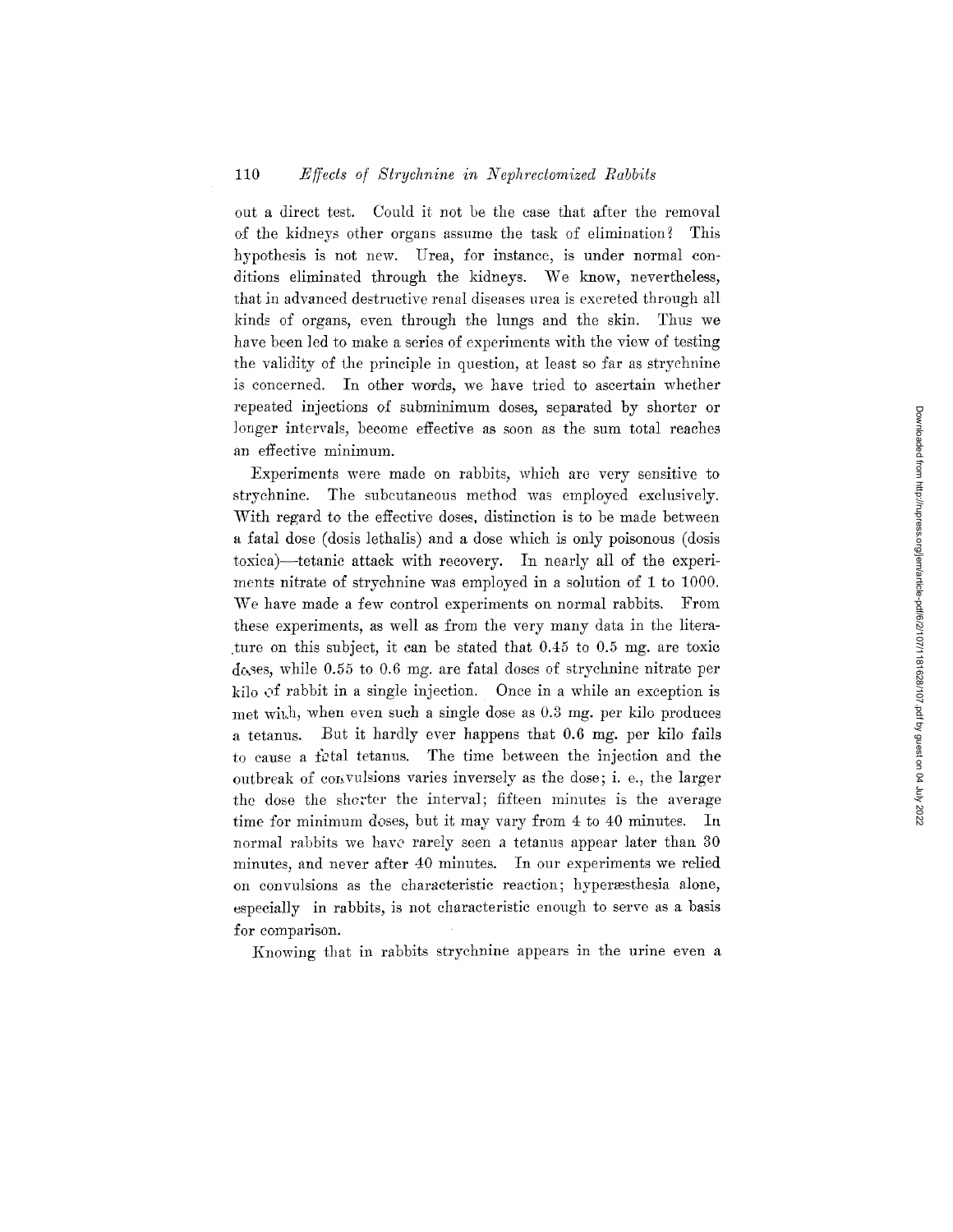out a direct test. Could it not be the case that after the removal of the kidneys other organs assume the task of elimination? This hypothesis is not new. Urea, for instance, is under normal conditions eliminated through the kidneys. We know, nevertheless, that in advanced destructive renal diseases urea is excreted through all kinds of organs, even through the lungs and the skin. Thus we have been led to make a series of experiments with the view of testing the validity of the principle in question, at least so far as strychnine is concerned. In other words, we have tried to ascertain whether repeated injections of subminimum doses, separated by shorter or longer intervals, become effective as soon as the sum total reaches an effective minimum.

Experiments were made on rabbits, which are very sensitive to strychnine. The subcutaneous method was employed exclusively. With regard to the effective doses, distinction is to be made between a fatal dose (dosis lethalis) and a dose which is only poisonous (dosis toxica)—tetanic attack with recovery. In nearly all of the experiments nitrate of strychnine was employed in a solution of 1 to 1000. We have made a few control experiments on normal rabbits. From these experiments, as well as from the very many data in the literature on this subject, it can be stated that 0.45 to 0.5 mg. are toxic doses, while 0.55 to 0.6 mg. are fatal doses of strychnine nitrate per kilo of rabbit in a single injection. Once in a while an exception is met with, when even such a single dose as 0.3 mg. per kilo produces a tetanus. But it hardly ever happens that 0.6 mg. per kilo fails to cause a fatal tetanus. The time between the injection and the outbreak of convulsions varies inversely as the dose; i. e., the larger the dose the shorter the interval; fifteen minutes is the average time for minimum doses, but it may vary from 4 to 40 minutes. In normal rabbits we have rarely seen a tetanus appear later than 30 minutes, and never after 40 minutes. In our experiments we relied on convulsions as the characteristic reaction; hyperæsthesia alone, especially in rabbits, is not characteristic enough to serve as a basis for comparison.

Knowing that in rabbits strychnine appears in the urine even a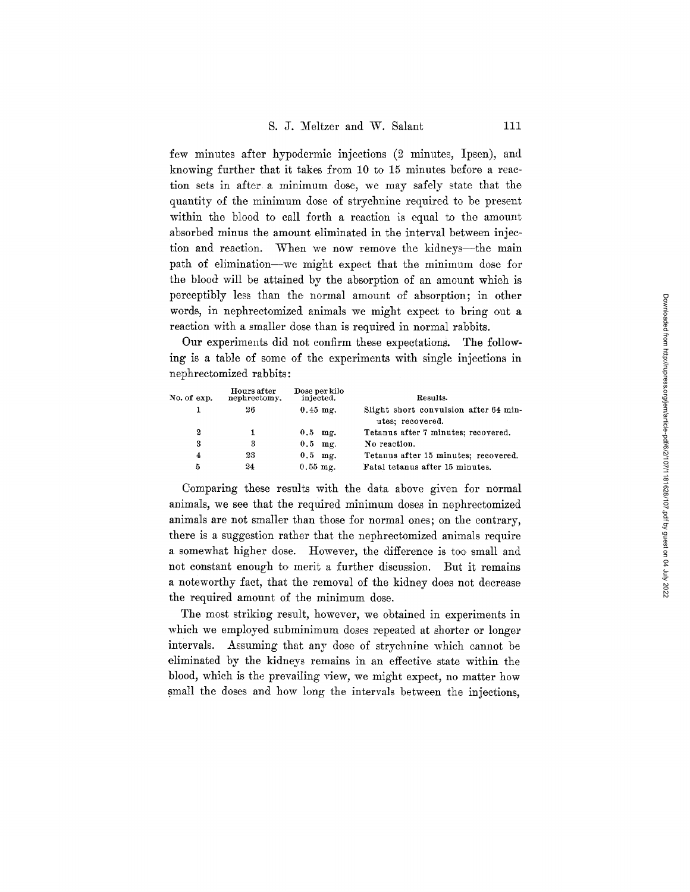few minutes after hypodermic injections (2 minutes, Ipsen), and knowing further that it takes from 10 to 15 minutes before a reaction sets in after a minimum dose, we may safely state that the quantity of the minimum dose of strychnine required to be present within the blood to call forth a reaction is equal to the amount absorbed minus the amount eliminated in the interval between injection and reaction. When we now remove the kidneys—the main path of elimination—we might expect that the minimum dose for the blood will be attained by the absorption of an amount which is perceptibly less than the normal amount of absorption; in other words, in nephrectomized animals we might expect to bring out a reaction with a smaller dose than is required in normal rabbits.

Our experiments did not confirm these expectations. The following is a table of some of the experiments with single injections in nephrectomized rabbits:

| No. of exp. | Hours after nephrectomy. | Dose per kilo injected. | Results. |
|---|---|---|---|
| 1 | 26 | 0.45 mg. | Slight short convulsion after 64 minutes; recovered. |
| 2 | 1 | 0.5 mg. | Tetanus after 7 minutes; recovered. |
| 3 | 3 | 0.5 mg. | No reaction. |
| 4 | 23 | 0.5 mg. | Tetanus after 15 minutes; recovered. |
| 5 | 24 | 0.55 mg. | Fatal tetanus after 15 minutes. |

Comparing these results with the data above given for normal animals, we see that the required minimum doses in nephrectomized animals are not smaller than those for normal ones; on the contrary, there is a suggestion rather that the nephrectomized animals require a somewhat higher dose. However, the difference is too small and not constant enough to merit a further discussion. But it remains a noteworthy fact, that the removal of the kidney does not decrease the required amount of the minimum dose.

The most striking result, however, we obtained in experiments in which we employed subminimum doses repeated at shorter or longer intervals. Assuming that any dose of strychnine which cannot be eliminated by the kidneys remains in an effective state within the blood, which is the prevailing view, we might expect, no matter how small the doses and how long the intervals between the injections,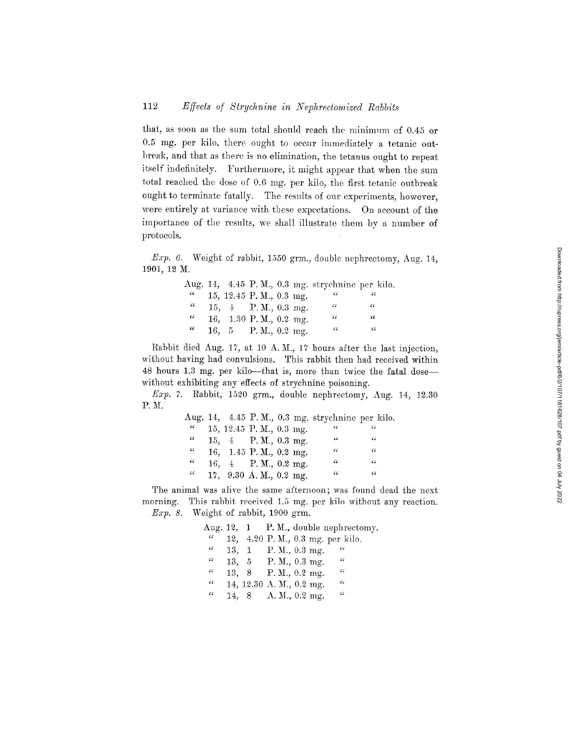that, as soon as the sum total should reach the minimum of 0.45 or 0.5 mg. per kilo, there ought to occur immediately a tetanic outbreak, and that as there is no elimination, the tetanus ought to repeat itself indefinitely. Furthermore, it might appear that when the sum total reached the dose of 0.6 mg. per kilo, the first tetanic outbreak ought to terminate fatally. The results of our experiments, however, were entirely at variance with these expectations. On account of the importance of the results, we shall illustrate them by a number of protocols.

*Exp. 6.* Weight of rabbit, 1550 grm., double nephrectomy, Aug. 14, 1901, 12 M.

Aug. 14, 4.45 P. M., 0.3 mg. strychnine per kilo.
" 15, 12.45 P. M., 0.3 mg. " "
" 15, 4 P. M., 0.3 mg. " "
" 16, 1.30 P. M., 0.2 mg. " "
" 16, 5 P. M., 0.2 mg. " "

Rabbit died Aug. 17, at 10 A. M., 17 hours after the last injection, without having had convulsions. This rabbit then had received within 48 hours 1.3 mg. per kilo—that is, more than twice the fatal dose—without exhibiting any effects of strychnine poisoning.

*Exp. 7.* Rabbit, 1520 grm., double nephrectomy, Aug. 14, 12.30 P. M.

Aug. 14, 4.45 P. M., 0.3 mg. strychnine per kilo.
" 15, 12.45 P. M., 0.3 mg. " "
" 15, 4 P. M., 0.3 mg. " "
" 16, 1.45 P. M., 0.2 mg. " "
" 16, 4 P. M., 0.2 mg. " "
" 17, 9.30 A. M., 0.2 mg. " "

The animal was alive the same afternoon; was found dead the next morning. This rabbit received 1.5 mg. per kilo without any reaction.

*Exp. 8.* Weight of rabbit, 1900 grm.

Aug. 12, 1 P. M., double nephrectomy.
" 12, 4.20 P. M., 0.3 mg. per kilo.
" 13, 1 P. M., 0.3 mg. "
" 13, 5 P. M., 0.3 mg. "
" 13, 8 P. M., 0.2 mg. "
" 14, 12.30 A. M., 0.2 mg. "
" 14, 8 A. M., 0.2 mg. "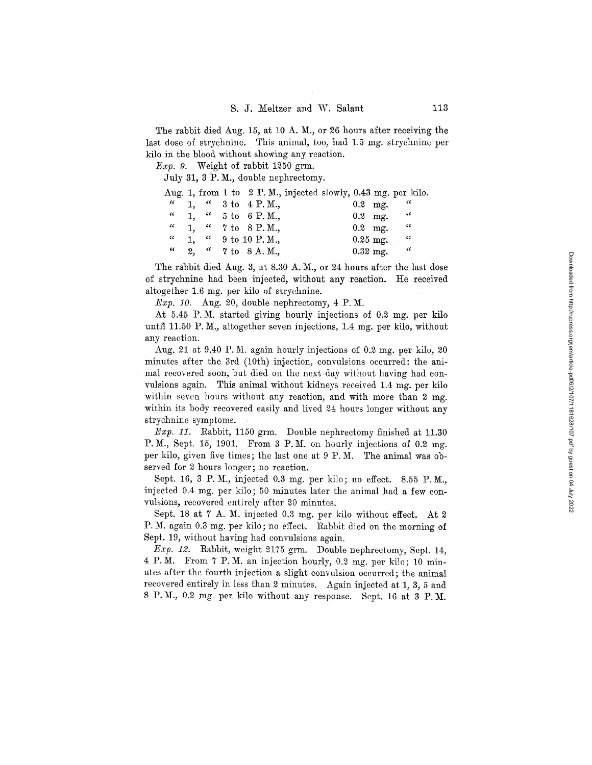The rabbit died Aug. 15, at 10 A. M., or 26 hours after receiving the last dose of strychnine. This animal, too, had 1.5 mg. strychnine per kilo in the blood without showing any reaction.

*Exp. 9.* Weight of rabbit 1250 grm.

July 31, 3 P. M., double nephrectomy.

| | | | |
|---|---|---|---|
| Aug. 1, | from 1 to 2 P. M., | injected slowly, | 0.43 mg. per kilo. |
| " 1, | " 3 to 4 P. M., | | 0.2 mg. " |
| " 1, | " 5 to 6 P. M., | | 0.2 mg. " |
| " 1, | " 7 to 8 P. M., | | 0.2 mg. " |
| " 1, | " 9 to 10 P. M., | | 0.25 mg. " |
| " 2, | " 7 to 8 A. M., | | 0.32 mg. " |

The rabbit died Aug. 3, at 8.30 A. M., or 24 hours after the last dose of strychnine had been injected, without any reaction. He received altogether 1.6 mg. per kilo of strychnine.

*Exp. 10.* Aug. 20, double nephrectomy, 4 P. M.

At 5.45 P. M. started giving hourly injections of 0.2 mg. per kilo until 11.50 P. M., altogether seven injections, 1.4 mg. per kilo, without any reaction.

Aug. 21 at 9.40 P. M. again hourly injections of 0.2 mg. per kilo, 20 minutes after the 3rd (10th) injection, convulsions occurred: the animal recovered soon, but died on the next day without having had convulsions again. This animal without kidneys received 1.4 mg. per kilo within seven hours without any reaction, and with more than 2 mg. within its body recovered easily and lived 24 hours longer without any strychnine symptoms.

*Exp. 11.* Rabbit, 1150 grm. Double nephrectomy finished at 11.30 P. M., Sept. 15, 1901. From 3 P. M. on hourly injections of 0.2 mg. per kilo, given five times; the last one at 9 P. M. The animal was observed for 2 hours longer; no reaction.

Sept. 16, 3 P. M., injected 0.3 mg. per kilo; no effect. 8.55 P. M., injected 0.4 mg. per kilo; 50 minutes later the animal had a few convulsions, recovered entirely after 20 minutes.

Sept. 18 at 7 A. M. injected 0.3 mg. per kilo without effect. At 2 P. M. again 0.3 mg. per kilo; no effect. Rabbit died on the morning of Sept. 19, without having had convulsions again.

*Exp. 12.* Rabbit, weight 2175 grm. Double nephrectomy, Sept. 14, 4 P. M. From 7 P. M. an injection hourly, 0.2 mg. per kilo; 10 minutes after the fourth injection a slight convulsion occurred; the animal recovered entirely in less than 2 minutes. Again injected at 1, 3, 5 and 8 P. M., 0.2 mg. per kilo without any response. Sept. 16 at 3 P. M.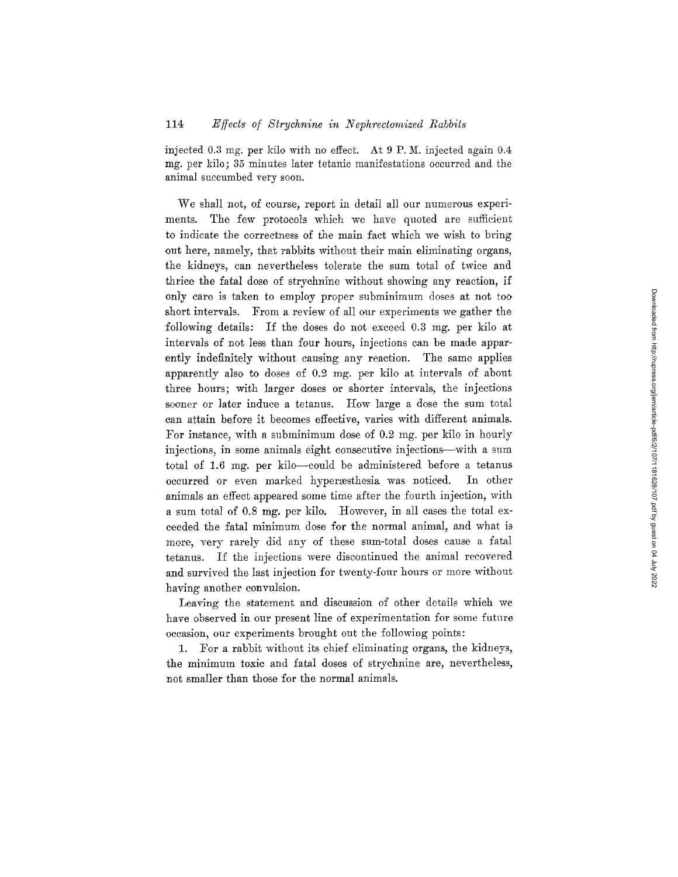injected 0.3 mg. per kilo with no effect. At 9 P. M. injected again 0.4 mg. per kilo; 35 minutes later tetanic manifestations occurred and the animal succumbed very soon.

We shall not, of course, report in detail all our numerous experiments. The few protocols which we have quoted are sufficient to indicate the correctness of the main fact which we wish to bring out here, namely, that rabbits without their main eliminating organs, the kidneys, can nevertheless tolerate the sum total of twice and thrice the fatal dose of strychnine without showing any reaction, if only care is taken to employ proper subminimum doses at not too short intervals. From a review of all our experiments we gather the following details: If the doses do not exceed 0.3 mg. per kilo at intervals of not less than four hours, injections can be made apparently indefinitely without causing any reaction. The same applies apparently also to doses of 0.2 mg. per kilo at intervals of about three hours; with larger doses or shorter intervals, the injections sooner or later induce a tetanus. How large a dose the sum total can attain before it becomes effective, varies with different animals. For instance, with a subminimum dose of 0.2 mg. per kilo in hourly injections, in some animals eight consecutive injections—with a sum total of 1.6 mg. per kilo—could be administered before a tetanus occurred or even marked hyperæsthesia was noticed. In other animals an effect appeared some time after the fourth injection, with a sum total of 0.8 mg. per kilo. However, in all cases the total exceeded the fatal minimum dose for the normal animal, and what is more, very rarely did any of these sum-total doses cause a fatal tetanus. If the injections were discontinued the animal recovered and survived the last injection for twenty-four hours or more without having another convulsion.

Leaving the statement and discussion of other details which we have observed in our present line of experimentation for some future occasion, our experiments brought out the following points:

1. For a rabbit without its chief eliminating organs, the kidneys, the minimum toxic and fatal doses of strychnine are, nevertheless, not smaller than those for the normal animals.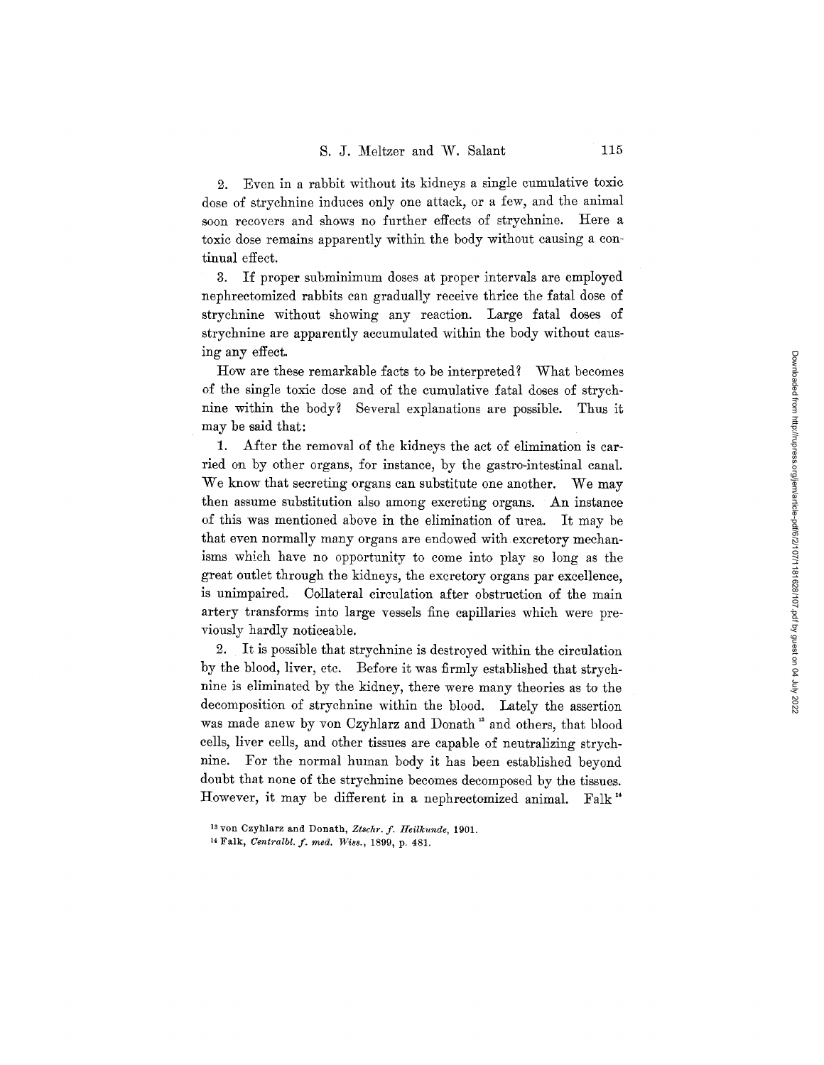2. Even in a rabbit without its kidneys a single cumulative toxic dose of strychnine induces only one attack, or a few, and the animal soon recovers and shows no further effects of strychnine. Here a toxic dose remains apparently within the body without causing a continual effect.

3. If proper subminimum doses at proper intervals are employed nephrectomized rabbits can gradually receive thrice the fatal dose of strychnine without showing any reaction. Large fatal doses of strychnine are apparently accumulated within the body without causing any effect.

How are these remarkable facts to be interpreted? What becomes of the single toxic dose and of the cumulative fatal doses of strychnine within the body? Several explanations are possible. Thus it may be said that:

1. After the removal of the kidneys the act of elimination is carried on by other organs, for instance, by the gastro-intestinal canal. We know that secreting organs can substitute one another. We may then assume substitution also among excreting organs. An instance of this was mentioned above in the elimination of urea. It may be that even normally many organs are endowed with excretory mechanisms which have no opportunity to come into play so long as the great outlet through the kidneys, the excretory organs par excellence, is unimpaired. Collateral circulation after obstruction of the main artery transforms into large vessels fine capillaries which were previously hardly noticeable.

2. It is possible that strychnine is destroyed within the circulation by the blood, liver, etc. Before it was firmly established that strychnine is eliminated by the kidney, there were many theories as to the decomposition of strychnine within the blood. Lately the assertion was made anew by von Czyhlarz and Donath[13] and others, that blood cells, liver cells, and other tissues are capable of neutralizing strychnine. For the normal human body it has been established beyond doubt that none of the strychnine becomes decomposed by the tissues. However, it may be different in a nephrectomized animal. Falk[14]

[13] von Czyhlarz and Donath, *Ztschr. f. Heilkunde*, 1901.

[14] Falk, *Centralbl. f. med. Wiss.*, 1899, p. 481.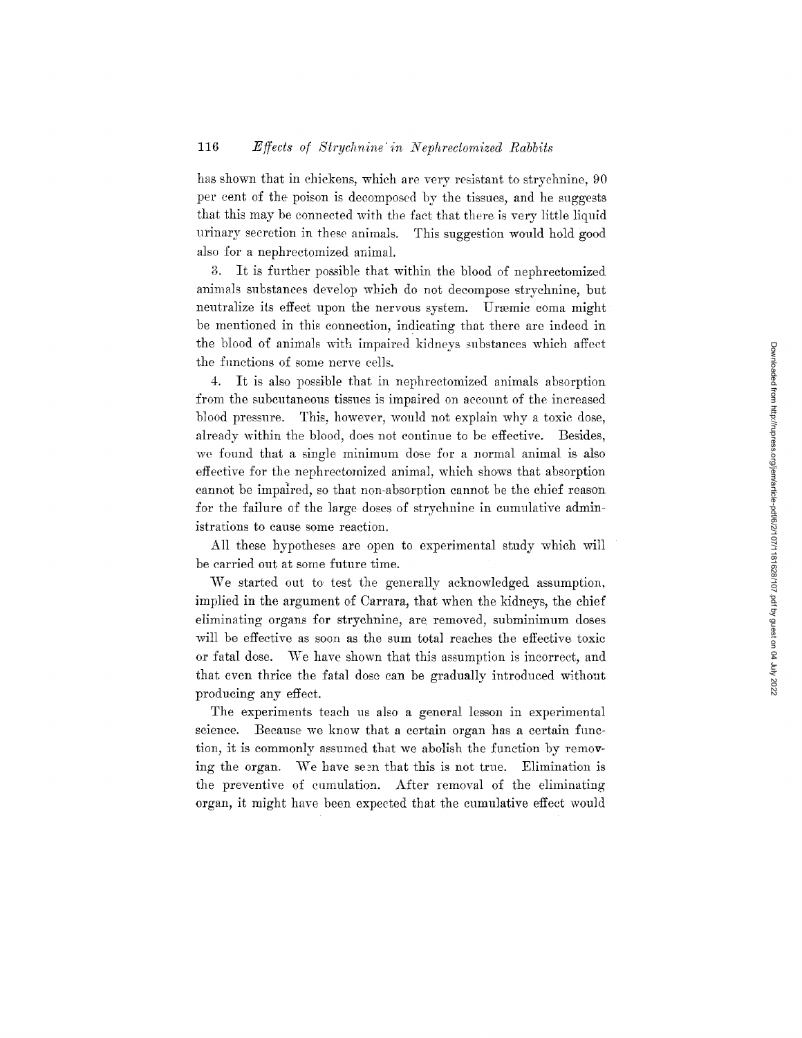has shown that in chickens, which are very resistant to strychnine, 90 per cent of the poison is decomposed by the tissues, and he suggests that this may be connected with the fact that there is very little liquid urinary secretion in these animals. This suggestion would hold good also for a nephrectomized animal.

3. It is further possible that within the blood of nephrectomized animals substances develop which do not decompose strychnine, but neutralize its effect upon the nervous system. Uræmic coma might be mentioned in this connection, indicating that there are indeed in the blood of animals with impaired kidneys substances which affect the functions of some nerve cells.

4. It is also possible that in nephrectomized animals absorption from the subcutaneous tissues is impaired on account of the increased blood pressure. This, however, would not explain why a toxic dose, already within the blood, does not continue to be effective. Besides, we found that a single minimum dose for a normal animal is also effective for the nephrectomized animal, which shows that absorption cannot be impaired, so that non-absorption cannot be the chief reason for the failure of the large doses of strychnine in cumulative administrations to cause some reaction.

All these hypotheses are open to experimental study which will be carried out at some future time.

We started out to test the generally acknowledged assumption, implied in the argument of Carrara, that when the kidneys, the chief eliminating organs for strychnine, are removed, subminimum doses will be effective as soon as the sum total reaches the effective toxic or fatal dose. We have shown that this assumption is incorrect, and that even thrice the fatal dose can be gradually introduced without producing any effect.

The experiments teach us also a general lesson in experimental science. Because we know that a certain organ has a certain function, it is commonly assumed that we abolish the function by removing the organ. We have seen that this is not true. Elimination is the preventive of cumulation. After removal of the eliminating organ, it might have been expected that the cumulative effect would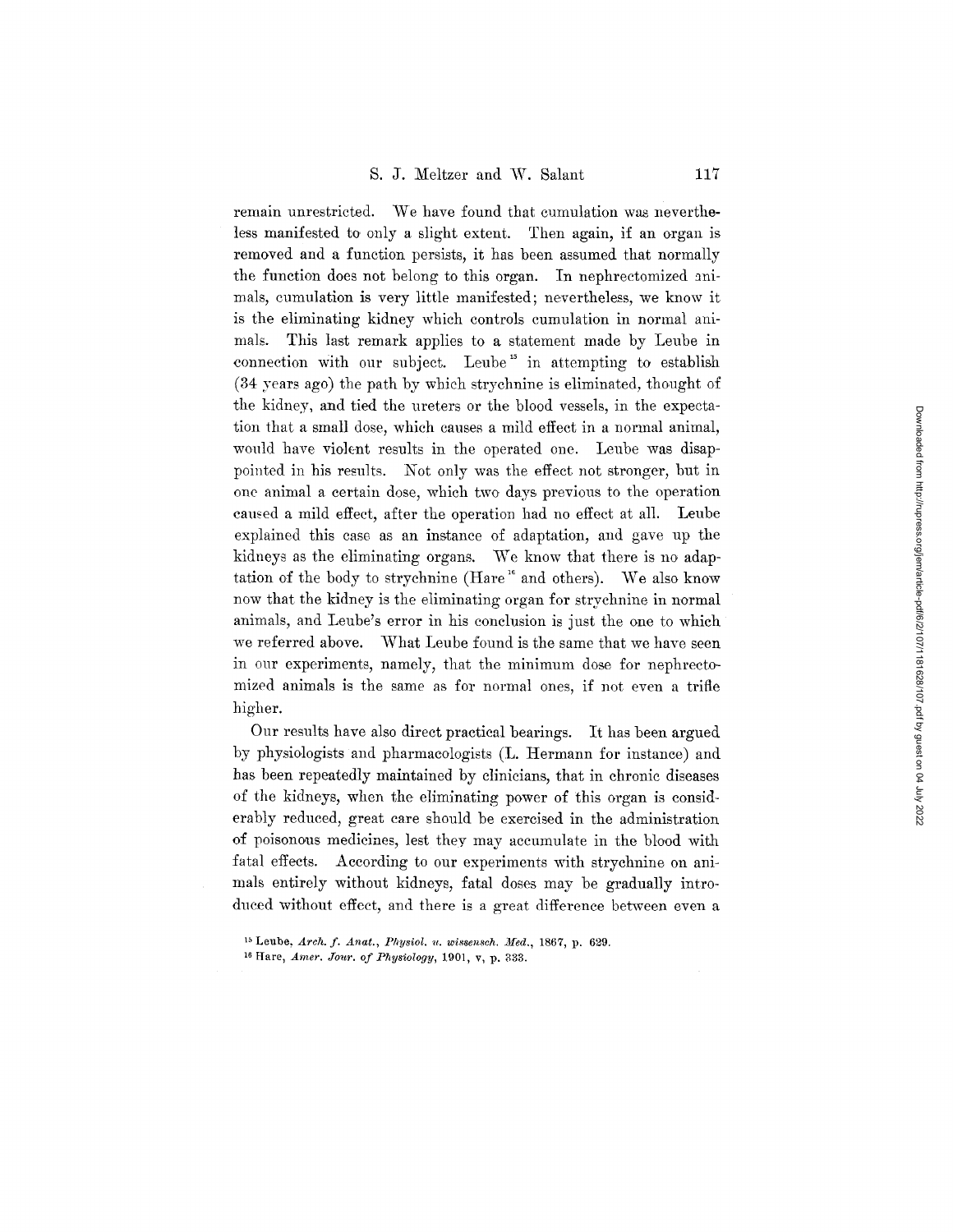remain unrestricted. We have found that cumulation was nevertheless manifested to only a slight extent. Then again, if an organ is removed and a function persists, it has been assumed that normally the function does not belong to this organ. In nephrectomized animals, cumulation is very little manifested; nevertheless, we know it is the eliminating kidney which controls cumulation in normal animals. This last remark applies to a statement made by Leube in connection with our subject. Leube[15] in attempting to establish (34 years ago) the path by which strychnine is eliminated, thought of the kidney, and tied the ureters or the blood vessels, in the expectation that a small dose, which causes a mild effect in a normal animal, would have violent results in the operated one. Leube was disappointed in his results. Not only was the effect not stronger, but in one animal a certain dose, which two days previous to the operation caused a mild effect, after the operation had no effect at all. Leube explained this case as an instance of adaptation, and gave up the kidneys as the eliminating organs. We know that there is no adaptation of the body to strychnine (Hare[16] and others). We also know now that the kidney is the eliminating organ for strychnine in normal animals, and Leube's error in his conclusion is just the one to which we referred above. What Leube found is the same that we have seen in our experiments, namely, that the minimum dose for nephrectomized animals is the same as for normal ones, if not even a trifle higher.

Our results have also direct practical bearings. It has been argued by physiologists and pharmacologists (L. Hermann for instance) and has been repeatedly maintained by clinicians, that in chronic diseases of the kidneys, when the eliminating power of this organ is considerably reduced, great care should be exercised in the administration of poisonous medicines, lest they may accumulate in the blood with fatal effects. According to our experiments with strychnine on animals entirely without kidneys, fatal doses may be gradually introduced without effect, and there is a great difference between even a

[15] Leube, *Arch. f. Anat., Physiol. u. wissensch. Med.*, 1867, p. 629.

[16] Hare, *Amer. Jour. of Physiology*, 1901, v, p. 333.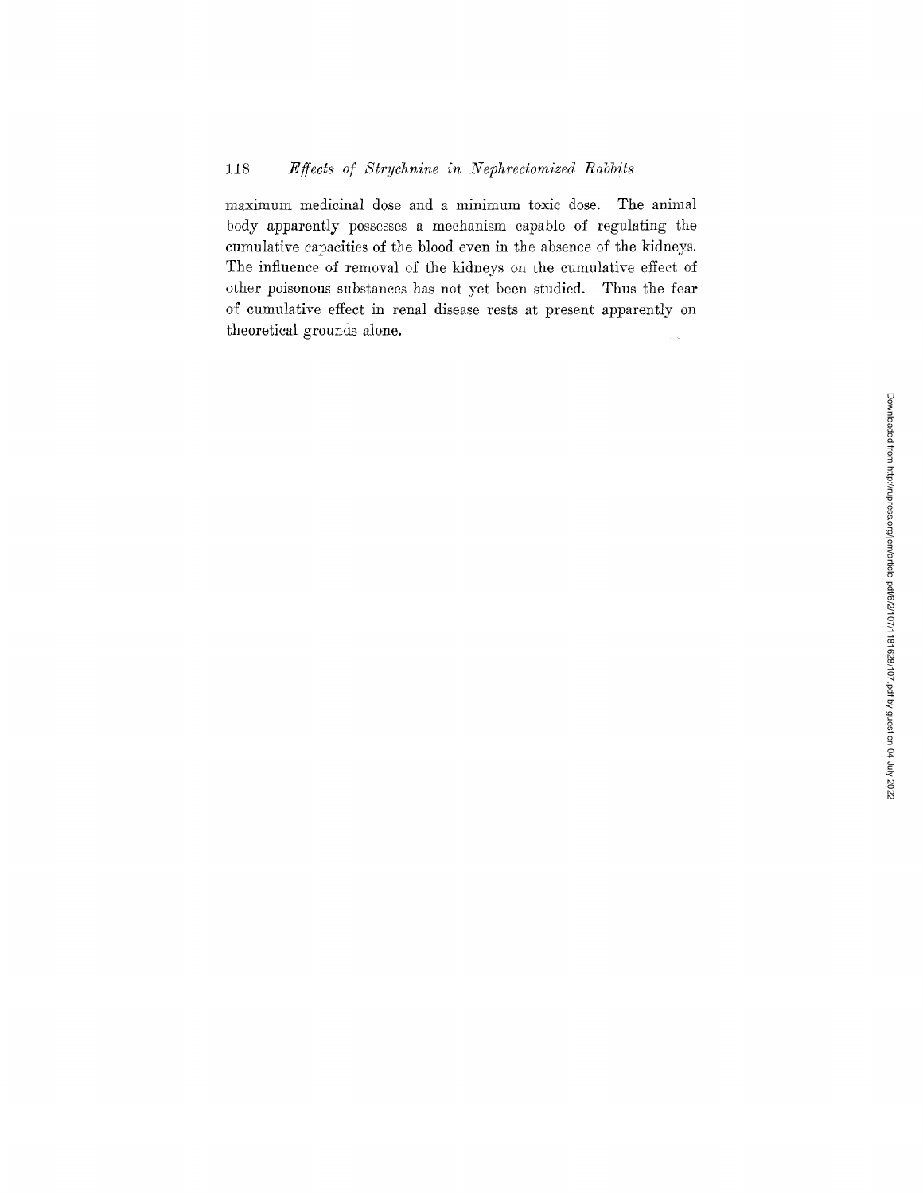maximum medicinal dose and a minimum toxic dose. The animal body apparently possesses a mechanism capable of regulating the cumulative capacities of the blood even in the absence of the kidneys. The influence of removal of the kidneys on the cumulative effect of other poisonous substances has not yet been studied. Thus the fear of cumulative effect in renal disease rests at present apparently on theoretical grounds alone.